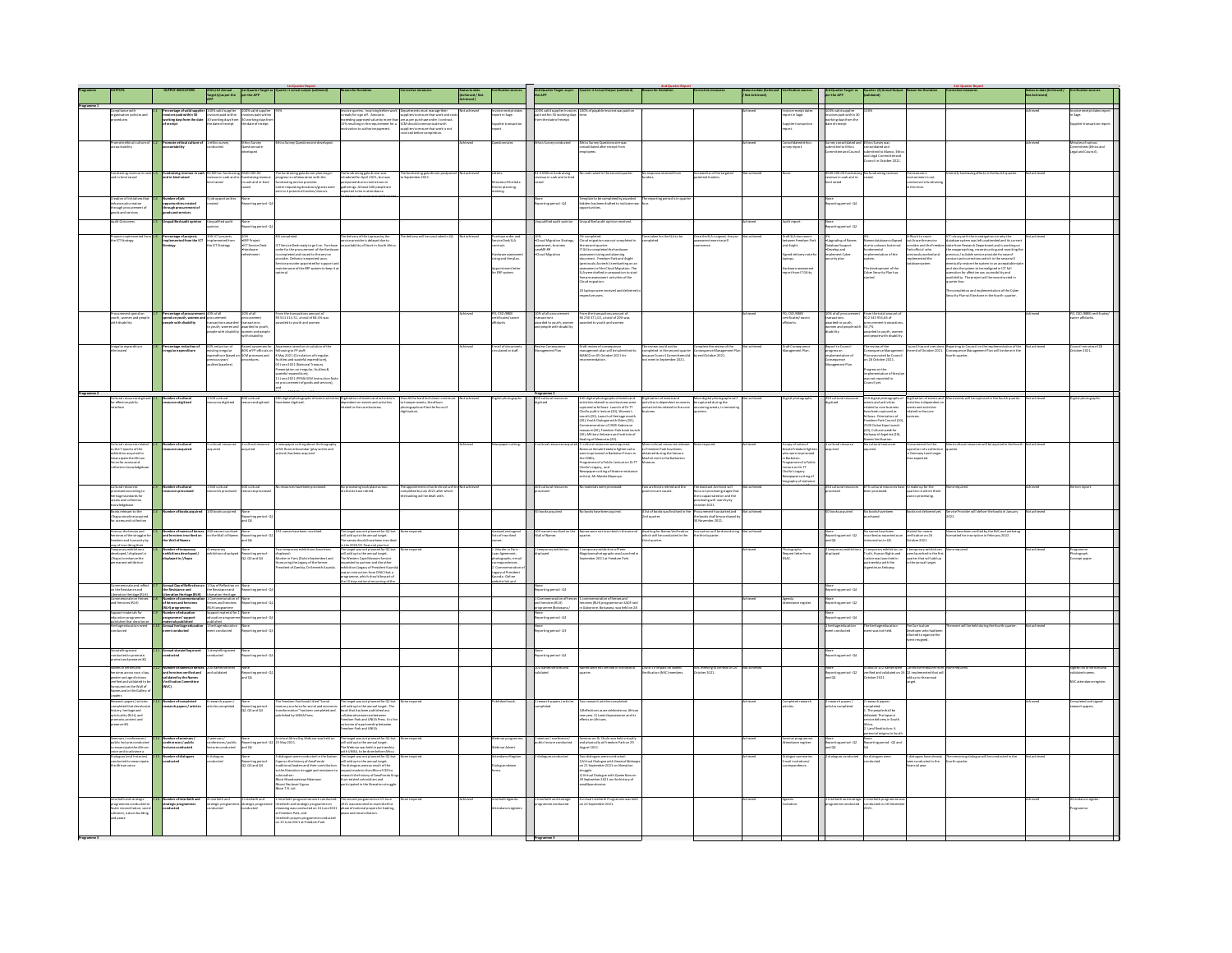| Programme | OUTPUTS | OUTPUT INDICATORS | 2021/22 Annual Target (as per the APP) | 1st Quarter Target as per the APP | Quarter 1 actual output (validated) | Reasons for Deviation | Corrective measures | Status to date (Achieved / Not Achieved) | Verification sources | 2nd Quarter Target as per the APP | Quarter 2 Actual Output (validated) | Reason for Deviation | Corrective measures | Status to date (Achieved / Not Achieved) | Verification sources | 3rd Quarter Target as per the APP | Quarter 3 Actual Output (validated) | Reason for Deviation | Corrective measures | Status to date (Achieved / Not Achieved) | Verification sources |
|---|---|---|---|---|---|---|---|---|---|---|---|---|---|---|---|---|---|---|---|---|---|
| Programme 1 | | | | | | | | | | | | | | | | | | | | | |
| | Compliance with organisation policies and procedures | 1.1 Percentage of valid supplier invoices paid within 30 working days from the date of receipt | 100% valid supplier invoices paid within 30 working days from the date of receipt | 100% valid supplier invoices paid within 30 working days from the date of receipt | 93% | Invoice queries. Invoicing before work is ready for sign off. Amounts exceeding approved value by more than 15% resulting in the requirement for a motivation to authorise payment. | Departments must manage their suppliers to ensure that work and costs are as per purchase order / contract. SCM should communicate with suppliers to ensure that work is not invoiced before completion. | Not achieved | Invoice receipt dates report in Sage. Supplier transaction report. | 100% valid supplier invoices paid within 30 working days from the date of receipt | 100% of payable invoices was paid on time. | | | Achieved | Invoice receipt dates report in Sage. Supplier transaction report. | 100% valid supplier invoices paid within 30 working days from the date of receipt | 100% | | | Achieved | Invoice receipt dates report in Sage. Supplier transaction report. |
| | Promote ethical culture of accountability | 1.2 Promote ethical culture of accountability | 1 ethics survey conducted | Ethics Survey Questionnaire developed | Ethics Survey Questionnaire developed. | | | Achieved | Questionnaire | Ethics Survey conducted | Ethics Survey Questionnaire was consolidated after receipt from employees. | | | Achieved | Consolidated ethics survey report. | Survey consolidated and submitted to Ethics Committee and Council | Ethics Survey was consolidated and submitted to Mancom, Ethics and Legal Committee and Council in October 2021. | | | Achieved | Minutes of various Committees (Ethics and Legal and Council). |
| | Fundraising revenue in cash and in kind raised | 1.3 Fundraising revenue in cash and in kind raised | R3 Million fundraising revenue in cash and in kind raised | R500 000.00 fundraising revenue in cash and in kind raised | The fundraising gala dinner planning in progress in collaboration with the fundraising service provider. Letters requesting donations/grants were sent to 3 potential funders/donors. | The fundraising gala dinner was scheduled for April 2021, but was postponed due to restrictions to gatherings. At least 400 people expected to be in attendance. | The fundraising gala dinner postponed to September 2021. | Not achieved | Letters. Minutes of the Gala Dinner planning meeting. | R1.5 Million fundraising revenue in cash and in kind raised | No cash raised in the second quarter. | No response received from funders. | Increased the list of targeted potential funders. | Not achieved | None | R500 000.00 fundraising revenue in cash and in kind raised | No fundraising revenue raised. | The economic environment is not conducive to fundraising at this time. | Intensify fundraising efforts in the fourth quarter. | Not achieved | |
| | Creation of initiatives that enhance information through procurement of goods and services | 1.4 Number of job opportunities created through procurement of goods and services | 5 job opportunities created | None Reporting period - Q4 | | | | | | None Reporting period - Q4 | Template to be completed by awarded bidders has been drafted to indicate new opportunities. | The reporting period is in quarter four. | | | | None Reporting period - Q4 | | | | | |
| | Audit Outcomes | 1.5 Unqualified audit opinion | Unqualified audit opinion | None Reporting period - Q2 | | | | | | Unqualified audit opinion | Unqualified audit opinion received. | | | Achieved | Audit report. | None Reporting period - Q2 | | | | | |
| | Projects implemented from the ICT strategy | 1.6 Percentage of projects implemented from the ICT Strategy | 30% ICT projects implemented from the ICT Strategy | 10% ERP Project; ICT Service Desk; Hardware refreshment | 0% completed. ICT Service Desk ready to go live. Purchase order for the procurement of the Hardware is completed and issued to the service provider. Delivery is expected soon. Service provider appointed for support and maintenance of the ERP system to keep it optimal. | The delivery of the Laptops by the service provider is delayed due to unavailability of Stock in South Africa. | The delivery will be concluded in Q2. | Not achieved | Purchase order and Service Desk SLA contract. Hardware assessment using and the plan. Appointment letter for ERP system. | 20% Cloud Migration Strategy; assessment, business case/RFI/RFP; Cloud Migration | 0% completed. Cloud migration was not completed in the second quarter. IT Utility completed the hardware assessment using and planning document. Freedom Park and Knight (previously Acctech) is embarking on an assessment of the Cloud Migration. The SLA were finalised in preparation to start free pre-assessment activities of the Cloud migration. 20 laptops were received and delivered to respective users. | Time taken for the SLA to be completed. | Once the SLA is signed, the pre assessment exercise will commence. | Not achieved | Draft SLA document between Freedom Park and Knight. Signed delivery note for laptops. Hardware assessment report from IT Utility. | 0% Upgrading of Names Database Support; Develop and implement Cyber security plan | 0%. Names database could not be upgraded due to unknown historical fundamental implementation of the system. The development of the Cyber Security Plan has started. | Difficult to reach out/locate the service provider and the Freedom Park official who previously authored and implemented the database system. | ICT is busy with the investigation on why the database system was left unattended and its current state from Research Department and is working on reapproaching, reconstructing and reworking the previous / suitable service provider for renewal of contract and eventually restore the system to an acceptable state and also the system to be realigned to ICT full operation for effectiveness, accessibility and availability. The project will be reconstructed in quarter four. The completion and implementation of the Cyber Security Plan will be done in the fourth quarter. | Not achieved | |
| | Procurement spend on youth, women and people with disability | 1.7 Percentage of procurement spend on youth, women and people with disability | 40% of all procurement transactions awarded to youth, women and people with disability | 10% of all procurement transactions awarded to youth, women and people with disability | From the transactions amount of R3 543 414.51, a total of 88.4% was awarded to youth and women. | | | Achieved | PO, CSD /BBBEE certificates / sworn affidavits | 20% of all procurement transactions awarded to youth, women and people with disability | From the transaction amount of R6 290 371.02, a total of 20% was awarded to youth and women. | | | Achieved | PO, CSD /BBBEE certificates / sworn affidavits. | 30% of all procurement transactions awarded to youth, women and people with disability | From the total amount of R12 363 993.45 of procurement transactions, 55.7% was awarded to youth, women and people with disability. | | | Achieved | PO, CSD /BBBEE certificates / sworn affidavits. |
| | Irregular expenditure eliminated | 1.8 Percentage reduction of irregular expenditure | 80% reduction of existing irregular expenditure (based on previous year's audited baseline) | Raised awareness for 80% of FP officials on SCM processes and procedures | Awareness sessions on circulation of the following to FP staff: 9 May 2021 (Circulation of Irregular, fruitless and wasteful expenditure), 23 June 2021 (National Treasury Presentation on Irregular, fruitless & wasteful expenditure), 11 June 2021 (PFMA SCM Instruction Note on procurement of goods and services), and | | | Achieved | E-mail of documents circulated to staff. | Review Consequence Management Plan | Draft review of consequence management plan will be submitted to MANCO on 05 October 2021 for recommendation. | The review could not be completed in the second quarter because Council Committee did not meet in September 2021. | Complete the review of the Consequence Management Plan by end October 2021. | Not achieved | Draft Consequence Management Plan. | Report to Council progress on implementation of Consequence Management Plan | The review of the Consequence Management Plan was noted by Council on 28 October 2021. Progress on the implementation of the plan was not reported to Council yet. | Council has not met since the meeting of October 2021. | Reporting to Council on the implementation of the Consequence Management Plan will be done in the fourth quarter. | Not achieved | Council minutes of 28 October 2021. |
| Programme 2 | | | | | | | | | | | | | | | | | | | | | |
| | Cultural resources digitised for effective public interface | 2.1 Number of cultural resources digitised | 1 500 cultural resources digitised | 300 cultural resources digitised | 586 digital photographs of events and activities have been digitised. | Digitisation of events and activities is dependent on events and activities related to the commissions. | Should the hard lock down continue, human events photographs will be the focus of digitisation. | Not achieved | Digital photographs. | 600 cultural resources digitised | 150 digital photographs of events and activities related to commissions were captured as follows: Launch of Dr TT Cholo public lecture (30), Women's month (20), Launch of Heritage month (20), Youth Dialogue with Elders (20), Commemoration of Sudanese massacre (20), Freedom Park book launch (20), Military Veterans and Institute of Healing of Memories (20). | Digitisation of events and activities is dependent on events and activities related to the business. | More digital photographs will be captured during the upcoming events, in remaining quarters. | Not achieved | Digital photographs. | 450 cultural resources digitised | 224 digital photographs of events and activities related to commissions have been captured as follows: Orientation of Freedom Park Council (20), 2020 Global Report Launch (20), Cultural week for Embassy of Algeria (10), Names Verification | Digitisation is dependent on events and activities related to the business. | More events will be captured in the fourth quarter. | Not achieved | Digital photographs. |
| | Cultural resources related to the 7 epochs of the exhibition acquired to enhance the African voice and collection knowledgebase | 2.2 Number of cultural resources acquired | 8 cultural resources acquired | 1 cultural resource acquired | 1 newspaper cutting about the biography of Mr Ronnie Govender (playwriter and activist) has been acquired. | | | Achieved | Newspaper cutting. | 2 cultural resources acquired | 2 cultural resources were acquired. Notes on female freedom fighters who were imprisoned in Barberton Prison in the 1980s. Programme of a Public Lecture on Dr TT Cholo's legacy, and Newspaper cutting of freedom resistance activist | More cultural resources relevant to Freedom Park have been obtained during the visit to the Barberton Museum. | None required. | Achieved | A copy of notes of female Freedom fighters who were imprisoned in Barberton. Programme of a Public Lecture on Dr TT Cholo's legacy. Newspaper cutting of biography | 2 cultural resource acquired | No cultural resources acquired. | Procurement for the acquisition of a collection in Germany took longer than expected. | More cultural resources will be acquired in the fourth quarter. | Not achieved | |
| | Cultural resources processed according to heritage standards for access and collection knowledgebase | 2.3 Number of cultural resources processed | 1 500 cultural resources processed | 300 cultural resources processed | No resources have been processed. | No processing took place as no activities have started. | The appointment of an Archivist will be completed by July 2021 after which the backlog will be dealt with. | Not achieved | | 600 cultural resources processed | No materials were processed. | Two archivists resigned and the positions are vacant. | The Assistant Archivist will focus on processing stages and the processing will start by October 2021. | Not achieved | | 450 cultural resources processed | 475 cultural resources have been processed. | To make up for the quarters in which there was no processing. | None required. | Achieved | Demo report. |
| | Books relevant to the //hapo storyline acquired for access and collection | 2.4 Number of books acquired | 200 books acquired | None Reporting period - Q2 and Q3 | | | | | | 100 books acquired | No books have been acquired. | A list of books was finalised in the 2nd quarter. | Procurement has started and the books will be purchased by 30 November 2021. | Not achieved | | 100 books acquired | No books have been purchased. | Books not delivered yet. | Service Provider will deliver the books in January 2022. | Not achieved | |
| | Honour the heroes and heroines of the struggle for freedom and humanity by way of inscribing their names | 2.5 Number of names of heroes and heroines inscribed on the Wall of Names | 200 names inscribed on the Wall of Names | None Reporting period - Q2 and Q3 | 192 names have been inscribed. | The target was not planned for Q1 but will add up to the annual target. The names should have been inscribed in the 2020/21 financial year. | None required. | | Scanned and signed lists of inscribed names. | 100 names inscribed on the Wall of Names | Names were not inscribed in the second quarter. | Awaiting for Names Verification which will be conducted in the third quarter. | Inscription will be done during the fourth quarter. | Not achieved | | None Reporting period - Q2 and Q3 | No names have been inscribed as reported as an intervention in Q3. | Waited for names verification on 29 October 2021. | Names have been verified by the NVC and are being formatted for inscription in February 2022. | Not achieved | |
| | Temporary exhibitions developed / displayed in //hapo to enhance the permanent exhibition | 2.6 Number of temporary exhibitions developed / displayed in //hapo | 4 temporary exhibitions displayed | None Reporting period - Q2, Q3 and Q4 | Two temporary exhibitions have been displayed: Murder in Paris (Dulcie September) and Honouring the Legacy of the former President of Zambia, Dr Kenneth Kaunda. | The target was not planned for Q1 but will add up to the annual target. | None required. | | 1. Murder in Paris Loan Agreement, photographs, email correspondences. 2. Commemoration of Legacy of President Kaunda - Online website link | 1 temporary exhibition displayed | 1 temporary exhibition of Peter Magubane photographs was launched in September 2021 at Freedom Park. | | | Achieved | Photographs. Request letter from DSAC. | 2 temporary exhibitions displayed | 2 temporary exhibitions on Youth, Human Rights and Indentured launched in partnership with the Argentinian Embassy. | 2 temporary exhibitions were launched in the first quarter that will add up to the annual target. | None required. | Achieved | Programme. Photograph. Concept paper. |
| | Commemorate and reflect on the Resistance and Liberation Heritage (RLH) | 2.7 Annual Day of Reflection on the Resistance and Liberation Heritage (RLH) | 1 Day of Reflection on the Resistance and Liberation Heritage | None | | | | | | None Reporting period - Q4 | | | | | | None Reporting period - Q4 | | | | | |
| | Commemorate fallen heroes and heroines (RLH) | 2.8 Number of commemoration of heroes and heroines (RLH) programme | 1 commemoration of heroes and heroines (RLH) programme | None Reporting period - Q2 | | | | | | 1 commemoration of heroes and heroines (RLH) programme (Botswana) | 1 commemoration of heroes and heroines (RLH) programme at SADC visit in Gaborone, Botswana, was held on 24 | | | Achieved | Agenda. Attendance register. | None Reporting period - Q2 | | | | | |
| | Support materials for education programmes published | 2.9 Number of education programmes' support materials published | Support material for 1 education programme published | None Reporting period - Q4 | | | | | | None Reporting period - Q4 | | | | | | None Reporting period - Q4 | | | | | |
| | Heritage education event conducted | 2.10 Annual heritage education event conducted | 1 heritage education event conducted | None Reporting period - Q3 | | | | | | None Reporting period - Q3 | | | | | | 1 heritage education event conducted | The heritage education event was not held. | The Curriculum Developer who had been selected to organise the event resigned. | The event will be held during the fourth quarter. | Not achieved | |
| | Storytelling event conducted to promote, protect and preserve IKS | 2.11 Annual storytelling event conducted | 1 storytelling event conducted | None Reporting period - Q4 | | | | | | None Reporting period - Q4 | | | | | | None Reporting period - Q4 | | | | | |
| | Names of fallen heroes and heroines across race, class, gender and age divisions verified and validated to be honoured on the Wall of Names and in the Gallery of Leaders | 2.12 Number of names of heroes and heroines verified and validated by the Names Verification Committee (NVC) | 200 names of heroes and heroines verified and validated | None Reporting period - Q2 and Q3 | | | | | | 100 names verified and validated | Names were not verified or validated. | Closure of Special Sessions for Names Verification (NVC members). | NVC meeting is scheduled on 29 October 2021. | Not achieved | | None Reporting period - Q2 and Q4 | A total of 202 names were verified and validated on 29 October 2021. | 102 names that will add up to the annual target. | None required. | Achieved | Signed list of verified and validated names. NVC attendance register. |
| | Research papers / articles completed that develop the history, heritage and spirituality (RLH), and promote, protect and preserve IKS | 2.13 Number of completed research papers / articles | 4 research papers / articles completed | None Reporting period - Q2, Q3 and Q4 | The Freedom Park book titled "Social memory as a force for social and economic transformation" has been completed and published by UNISA Press. | The target was not planned for Q1 but will add up to the annual target. The book that has been published was a collaborative research between Freedom Park and UNISA Press. It is the outcome of a partnership between Freedom Park and UNISA. | None required. | | Published book. | 2 research papers / articles completed | Two research articles completed: 1) Reflections on women liberation; 2) Land dispossession and its effects on Africans. | | | Achieved | Completed research articles. | 2 research papers / articles completed | 2 research papers completed: 1. The people shall be defeated; 2. Land Restitution: A perennial enigma in South Africa. | | | Achieved | Completed and signed research papers. |
| | Seminars / conferences / public lectures conducted | 2.14 Number of seminars / conferences / public lectures conducted | 2 seminars / conferences / public lectures conducted | None Reporting period - Q2 and Q4 | A virtual Africa Day Webinar was held on 25 May 2021. The Webinar was held in partnership with UNISA. | The target was not planned for Q1 but will add up to the annual target. | None required. | | Webinar programme. Webinar Advert. | 1 seminar / conference / public lecture conducted | Seminar on Dr Cholo was held virtually and physically at Freedom Park on 29 August 2021. | | | Achieved | Seminar programme. Attendance register. | None Reporting period - Q2 and Q4 | | | | | |
| | Dialogues (virtual/in person) conducted to emancipate the African voice | 2.15 Number of dialogues conducted | 4 dialogues conducted | None Reporting period - Q2, Q3 and Q4 | 3 dialogues were conducted in the Eastern Cape on the history of AmaMpondo. Traditional leadership and their contribution to the liberation struggle and resistance to colonialism. | The target was not planned for Q1 but will add up to the annual target. | None required. | | Attendance Register. Dialogue attendance forms. | 2 dialogues conducted | Two dialogues were conducted: 1) Virtual Dialogue with General Mokoape on 21 September 2021 on liberation struggle. 2) Virtual Dialogue with Queen Buhle on 29 September 2021 on the history of amaMpondomise. | | | Achieved | Dialogue summaries. Email invitations / correspondence. | 2 dialogues conducted | No dialogues were conducted. | 3 dialogues have already been conducted in the financial year. | The remaining dialogue will be conducted in the fourth quarter. | Not achieved | |
| | Interfaith and strategic programmes conducted to foster social cohesion, nation building and peace | 2.16 Number of interfaith and strategic programmes conducted | 4 interfaith and strategic programmes conducted | 1 interfaith and strategic programme conducted | 2 interfaith programmes were conducted: Interfaith and strategic programme cleansing was conducted on 13 June 2021 at Freedom Park, and Interfaith prayers programme conducted on 15 June 2021 at Freedom Park. | The second programme on 15 June 2021 was conducted to mark the final phase of national prayers for healing, peace and reconciliation. | None required. | Achieved | Interfaith Agenda. Attendance registers. | 1 interfaith and strategic programme conducted | A virtual Interfaith Programme was held on 22 September 2021. | | | Achieved | Agenda. Invitation. | 1 interfaith and strategic programme conducted | 1 interfaith programme was conducted on 18 December 2021. | | | Achieved | Attendance register. Programme. |
| Programme 3 | | | | | | | | | | | | | | | | | | | | | |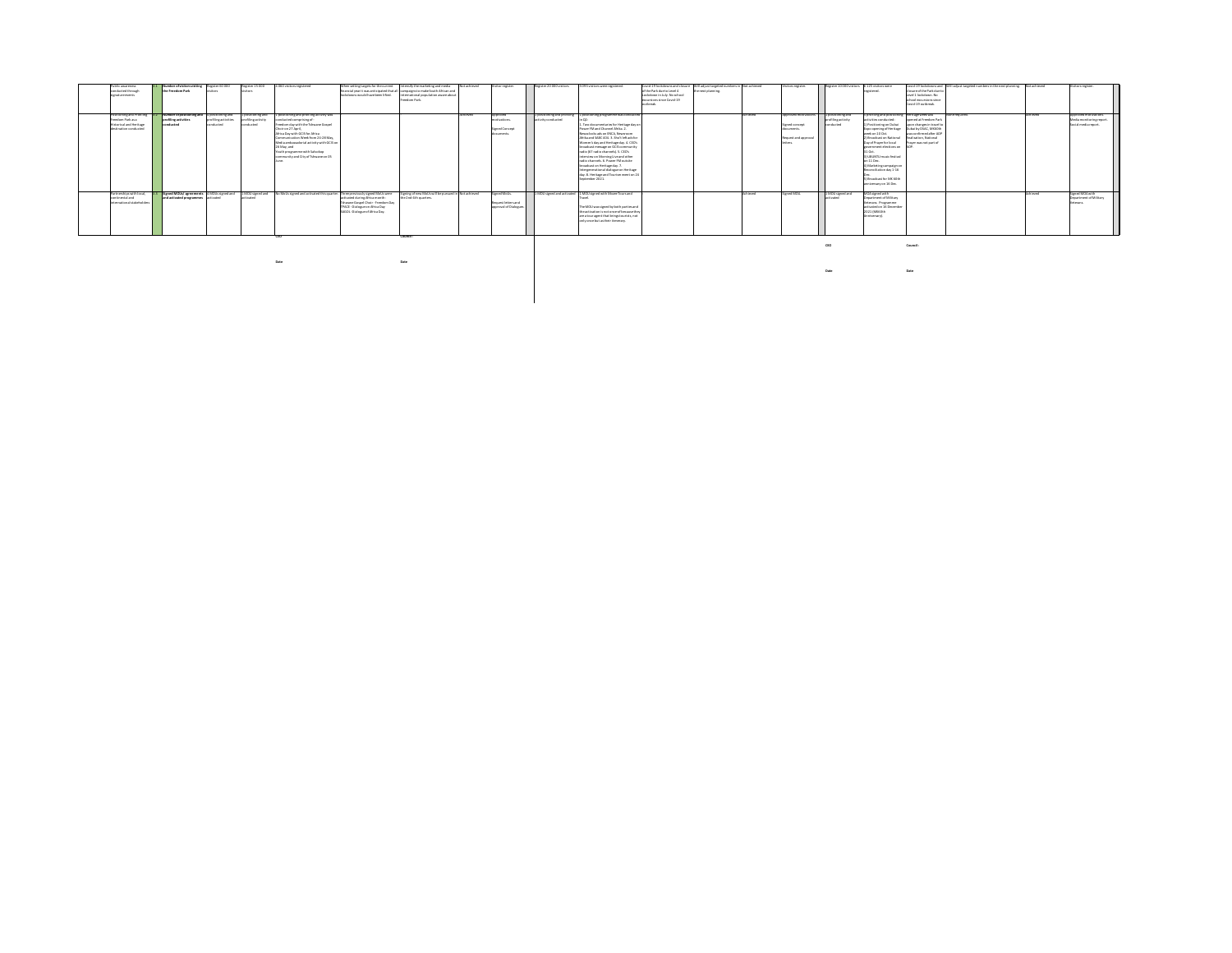| | | | | | | | | | | | | | | | | | | | | | | | | |
|---|---|---|---|---|---|---|---|---|---|---|---|---|---|---|---|---|---|---|---|---|---|---|---|---|
| Public awareness conducted through signature events | 6.1 | **Number of visitors visiting the Freedom Park** | Register 60 000 visitors | Register 15 000 visitors | 3 802 visitors registered | When setting targets for the current financial year it was anticipated that all lockdowns would have been lifted. | Intensify the marketing and media campaigns to make South African and international population aware about Freedom Park. | Not achieved | Visitor register | | Register 20 000 visitors | 3 095 visitors were registered. | Covid-19 lockdowns and closure of the Park due to Level 4 lockdown in July. No school excursions since Covid-19 outbreak. | Will adjust targeted numbers in the next planning. | Not achieved | Visitors register | | Register 10 000 visitors | 6 115 visitors were registered. | Covid-19 lockdowns and closure of the Park due to Level 1 lockdown. No school excursions since Covid-19 outbreak. | Will adjust targeted numbers in the next planning. | Not achieved | Visitors register |
| Positioning and Profiling Freedom Park as a Historical and Heritage destination conducted | 6.2 | **Number of positioning and profiling activities conducted** | 4 positioning and profiling activities conducted | 1 positioning and profiling activity conducted | 5 positioning and profiling activity was conducted comprising of: Freedom day with the Tshwane Gospel Choir on 27 April, Africa Day with GCIS for Africa Communication Week from 24-28 May, Media ambassadorial activity with GCIS on 26 May, and Youth programme with Soshanguve community and City of Tshwane on 25 June. | | | Achieved | Approved instructions. Signed Concept documents. | | 1 positioning and profiling activity conducted | 8 positioning programme was conducted in Q2: 1. Two documentaries for Heritage day on Power FM and Channel Africa. 2. Newsclick's with SABC, Newsroom Afrika and SABC 404. 3. Sheli left with her Women's day and Heritage day. 4. CEO's broadcast message on GCIS community radio (87 radio channels). 5. CEO's interview on Morning Live and other radio channels. 6. Power FM outside broadcast on Heritage day. 7. Intergenerational dialogue on Heritage day. 8. Heritage and Tourism event on 24 September 2021. | | | Achieved | Approved instructions. Signed concept documents. Request and approval letters. | | 1 positioning and profiling activity conducted | 5 positioning and profiling activities conducted: 1) Positioning on Dubai Expo opening of Heritage week on 10 Oct. 2) Broadcast on National Day of Prayer for local government elections on 31 Oct. 3) UBUNTU music festival on 11 Dec. 4) Marketing campaign on Reconciliation day 1-16 Dec. 5) Broadcast for MK 60th anniversary on 16 Dec. | Over-achieved due to approved at Freedom Park upon changes in travel to Dubai by DSAC, MKMVA was confirmed after UDP finalisation, National Prayer was not part of UDP. | Not required. | Achieved | Approved instructions. Media monitoring report. Social media report. |
| Partnerships with local, continental and international stakeholders | 6.3 | **Signed MOU/ agreements and activated programmes** | 4 MOUs signed and activated | 1 MOU signed and activated | No MoUs signed and activated this quarter. | Three previously signed MoUs were activated during Africa month: -Tshwane Gospel Choir - Freedom Day FPACE - Dialogue on Africa Day SAIDS - Dialogue on Africa Day | Signing of new MoUs will be pursued in the 2nd-4th quarters. | Not achieved | Signed MoUs. Request letters and approval of Dialogues. | | 1 MOU signed and activated | 1 MOU signed with Moore Tours and Travel. The MOU was signed by both parties and the activation is not one off because they are a tour agent that brings tourists, not only once but as their itinerary. | | | Achieved | Signed MOU. | | 1 MOU signed and activated | MOU signed with Department of Military Veterans. Programme activated on 16 December 2021 (MK60th Anniversary). | | | Achieved | Signed MOU with Department of Military Veterans. |

CEO Council:

Date Date

CEO Council:

Date Date